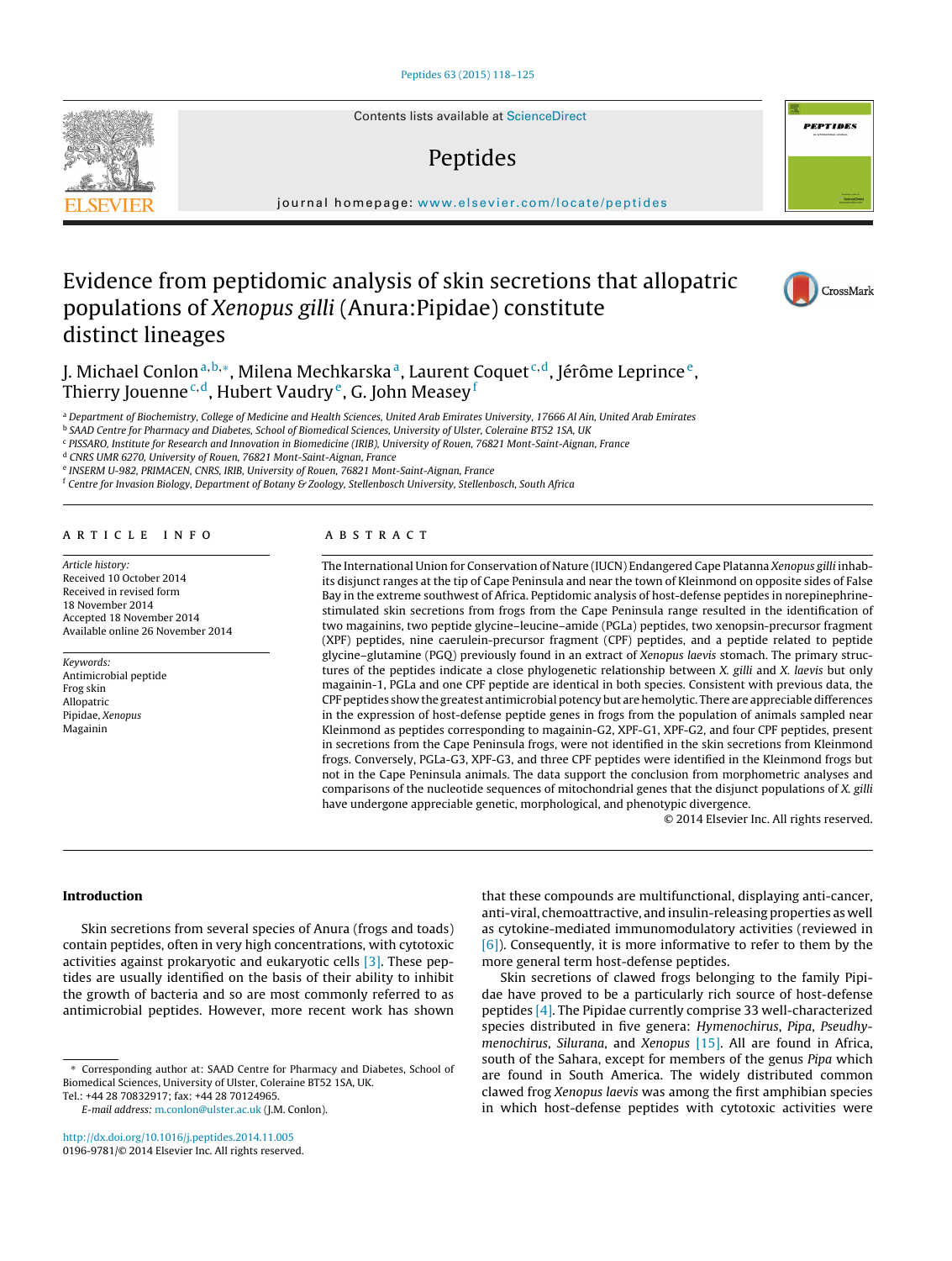# Evidence from peptidomic analysis of skin secretions that allopatric populations of *Xenopus gilli* (Anura:Pipidae) constitute distinct lineages

J. Michael Conlon[a,b,*], Milena Mechkarska[a], Laurent Coquet[c,d], Jérôme Leprince[e], Thierry Jouenne[c,d], Hubert Vaudry[e], G. John Measey[f]

[a] Department of Biochemistry, College of Medicine and Health Sciences, United Arab Emirates University, 17666 Al Ain, United Arab Emirates
[b] SAAD Centre for Pharmacy and Diabetes, School of Biomedical Sciences, University of Ulster, Coleraine BT52 1SA, UK
[c] PISSARO, Institute for Research and Innovation in Biomedicine (IRIB), University of Rouen, 76821 Mont-Saint-Aignan, France
[d] CNRS UMR 6270, University of Rouen, 76821 Mont-Saint-Aignan, France
[e] INSERM U-982, PRIMACEN, CNRS, IRIB, University of Rouen, 76821 Mont-Saint-Aignan, France
[f] Centre for Invasion Biology, Department of Botany & Zoology, Stellenbosch University, Stellenbosch, South Africa

## ARTICLE INFO

*Article history:*
Received 10 October 2014
Received in revised form 18 November 2014
Accepted 18 November 2014
Available online 26 November 2014

*Keywords:*
Antimicrobial peptide
Frog skin
Allopatric
Pipidae, *Xenopus*
Magainin

## ABSTRACT

The International Union for Conservation of Nature (IUCN) Endangered Cape Platanna *Xenopus gilli* inhabits disjunct ranges at the tip of Cape Peninsula and near the town of Kleinmond on opposite sides of False Bay in the extreme southwest of Africa. Peptidomic analysis of host-defense peptides in norepinephrine-stimulated skin secretions from frogs from the Cape Peninsula range resulted in the identification of two magainins, two peptide glycine–leucine–amide (PGLa) peptides, two xenopsin-precursor fragment (XPF) peptides, nine caerulein-precursor fragment (CPF) peptides, and a peptide related to peptide glycine–glutamine (PGQ) previously found in an extract of *Xenopus laevis* stomach. The primary structures of the peptides indicate a close phylogenetic relationship between *X. gilli* and *X. laevis* but only magainin-1, PGLa and one CPF peptide are identical in both species. Consistent with previous data, the CPF peptides show the greatest antimicrobial potency but are hemolytic. There are appreciable differences in the expression of host-defense peptide genes in frogs from the population of animals sampled near Kleinmond as peptides corresponding to magainin-G2, XPF-G1, XPF-G2, and four CPF peptides, present in secretions from the Cape Peninsula frogs, were not identified in the skin secretions from Kleinmond frogs. Conversely, PGLa-G3, XPF-G3, and three CPF peptides were identified in the Kleinmond frogs but not in the Cape Peninsula animals. The data support the conclusion from morphometric analyses and comparisons of the nucleotide sequences of mitochondrial genes that the disjunct populations of *X. gilli* have undergone appreciable genetic, morphological, and phenotypic divergence.

© 2014 Elsevier Inc. All rights reserved.

## Introduction

Skin secretions from several species of Anura (frogs and toads) contain peptides, often in very high concentrations, with cytotoxic activities against prokaryotic and eukaryotic cells [3]. These peptides are usually identified on the basis of their ability to inhibit the growth of bacteria and so are most commonly referred to as antimicrobial peptides. However, more recent work has shown that these compounds are multifunctional, displaying anti-cancer, anti-viral, chemoattractive, and insulin-releasing properties as well as cytokine-mediated immunomodulatory activities (reviewed in [6]). Consequently, it is more informative to refer to them by the more general term host-defense peptides.

Skin secretions of clawed frogs belonging to the family Pipidae have proved to be a particularly rich source of host-defense peptides [4]. The Pipidae currently comprise 33 well-characterized species distributed in five genera: *Hymenochirus*, *Pipa*, *Pseudhymenochirus*, *Silurana*, and *Xenopus* [15]. All are found in Africa, south of the Sahara, except for members of the genus *Pipa* which are found in South America. The widely distributed common clawed frog *Xenopus laevis* was among the first amphibian species in which host-defense peptides with cytotoxic activities were

* Corresponding author at: SAAD Centre for Pharmacy and Diabetes, School of Biomedical Sciences, University of Ulster, Coleraine BT52 1SA, UK.
Tel.: +44 28 70832917; fax: +44 28 70124965.
*E-mail address:* m.conlon@ulster.ac.uk (J.M. Conlon).

http://dx.doi.org/10.1016/j.peptides.2014.11.005
0196-9781/© 2014 Elsevier Inc. All rights reserved.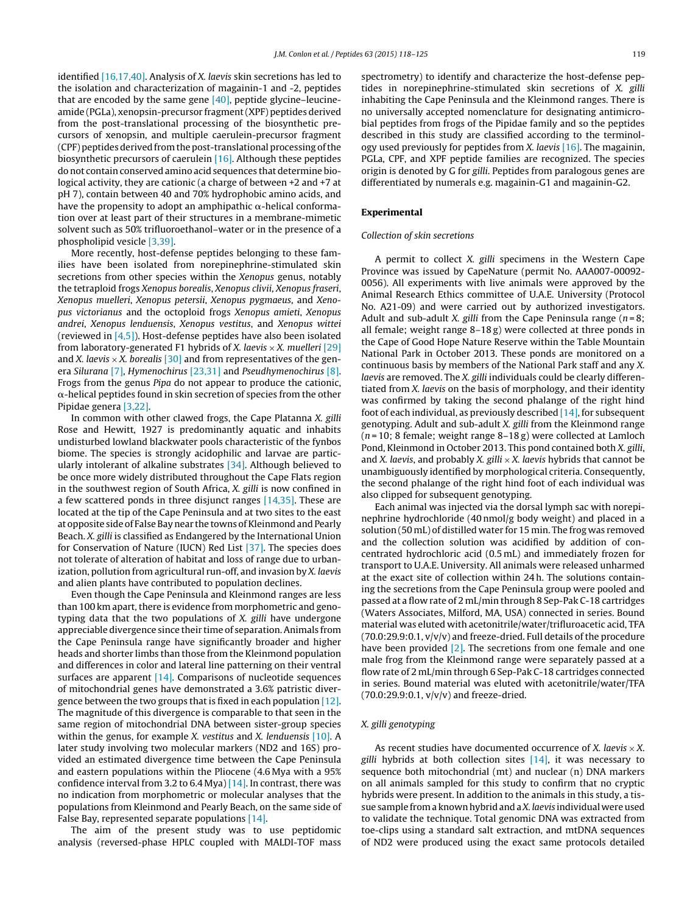identified [16,17,40]. Analysis of *X. laevis* skin secretions has led to the isolation and characterization of magainin-1 and -2, peptides that are encoded by the same gene [40], peptide glycine–leucine-amide (PGLa), xenopsin-precursor fragment (XPF) peptides derived from the post-translational processing of the biosynthetic precursors of xenopsin, and multiple caerulein-precursor fragment (CPF) peptides derived from the post-translational processing of the biosynthetic precursors of caerulein [16]. Although these peptides do not contain conserved amino acid sequences that determine biological activity, they are cationic (a charge of between +2 and +7 at pH 7), contain between 40 and 70% hydrophobic amino acids, and have the propensity to adopt an amphipathic α-helical conformation over at least part of their structures in a membrane-mimetic solvent such as 50% trifluoroethanol–water or in the presence of a phospholipid vesicle [3,39].

More recently, host-defense peptides belonging to these families have been isolated from norepinephrine-stimulated skin secretions from other species within the *Xenopus* genus, notably the tetraploid frogs *Xenopus borealis*, *Xenopus clivii*, *Xenopus fraseri*, *Xenopus muelleri*, *Xenopus petersii*, *Xenopus pygmaeus*, and *Xenopus victorianus* and the octoploid frogs *Xenopus amieti*, *Xenopus andrei*, *Xenopus lenduensis*, *Xenopus vestitus*, and *Xenopus wittei* (reviewed in [4,5]). Host-defense peptides have also been isolated from laboratory-generated F1 hybrids of *X. laevis* × *X. muelleri* [29] and *X. laevis* × *X. borealis* [30] and from representatives of the genera *Silurana* [7], *Hymenochirus* [23,31] and *Pseudhymenochirus* [8]. Frogs from the genus *Pipa* do not appear to produce the cationic, α-helical peptides found in skin secretion of species from the other Pipidae genera [3,22].

In common with other clawed frogs, the Cape Platanna *X. gilli* Rose and Hewitt, 1927 is predominantly aquatic and inhabits undisturbed lowland blackwater pools characteristic of the fynbos biome. The species is strongly acidophilic and larvae are particularly intolerant of alkaline substrates [34]. Although believed to be once more widely distributed throughout the Cape Flats region in the southwest region of South Africa, *X. gilli* is now confined in a few scattered ponds in three disjunct ranges [14,35]. These are located at the tip of the Cape Peninsula and at two sites to the east at opposite side of False Bay near the towns of Kleinmond and Pearly Beach. *X. gilli* is classified as Endangered by the International Union for Conservation of Nature (IUCN) Red List [37]. The species does not tolerate of alteration of habitat and loss of range due to urbanization, pollution from agricultural run-off, and invasion by *X. laevis* and alien plants have contributed to population declines.

Even though the Cape Peninsula and Kleinmond ranges are less than 100 km apart, there is evidence from morphometric and genotyping data that the two populations of *X. gilli* have undergone appreciable divergence since their time of separation. Animals from the Cape Peninsula range have significantly broader and higher heads and shorter limbs than those from the Kleinmond population and differences in color and lateral line patterning on their ventral surfaces are apparent [14]. Comparisons of nucleotide sequences of mitochondrial genes have demonstrated a 3.6% patristic divergence between the two groups that is fixed in each population [12]. The magnitude of this divergence is comparable to that seen in the same region of mitochondrial DNA between sister-group species within the genus, for example *X. vestitus* and *X. lenduensis* [10]. A later study involving two molecular markers (ND2 and 16S) provided an estimated divergence time between the Cape Peninsula and eastern populations within the Pliocene (4.6 Mya with a 95% confidence interval from 3.2 to 6.4 Mya) [14]. In contrast, there was no indication from morphometric or molecular analyses that the populations from Kleinmond and Pearly Beach, on the same side of False Bay, represented separate populations [14].

The aim of the present study was to use peptidomic analysis (reversed-phase HPLC coupled with MALDI-TOF mass spectrometry) to identify and characterize the host-defense peptides in norepinephrine-stimulated skin secretions of *X. gilli* inhabiting the Cape Peninsula and the Kleinmond ranges. There is no universally accepted nomenclature for designating antimicrobial peptides from frogs of the Pipidae family and so the peptides described in this study are classified according to the terminology used previously for peptides from *X. laevis* [16]. The magainin, PGLa, CPF, and XPF peptide families are recognized. The species origin is denoted by G for *gilli*. Peptides from paralogous genes are differentiated by numerals e.g. magainin-G1 and magainin-G2.

## Experimental

### Collection of skin secretions

A permit to collect *X. gilli* specimens in the Western Cape Province was issued by CapeNature (permit No. AAA007-00092-0056). All experiments with live animals were approved by the Animal Research Ethics committee of U.A.E. University (Protocol No. A21-09) and were carried out by authorized investigators. Adult and sub-adult *X. gilli* from the Cape Peninsula range ($n = 8$; all female; weight range 8–18 g) were collected at three ponds in the Cape of Good Hope Nature Reserve within the Table Mountain National Park in October 2013. These ponds are monitored on a continuous basis by members of the National Park staff and any *X. laevis* are removed. The *X. gilli* individuals could be clearly differentiated from *X. laevis* on the basis of morphology, and their identity was confirmed by taking the second phalange of the right hind foot of each individual, as previously described [14], for subsequent genotyping. Adult and sub-adult *X. gilli* from the Kleinmond range ($n = 10$; 8 female; weight range 8–18 g) were collected at Lamloch Pond, Kleinmond in October 2013. This pond contained both *X. gilli*, and *X. laevis*, and probably *X. gilli* × *X. laevis* hybrids that cannot be unambiguously identified by morphological criteria. Consequently, the second phalange of the right hind foot of each individual was also clipped for subsequent genotyping.

Each animal was injected via the dorsal lymph sac with norepinephrine hydrochloride (40 nmol/g body weight) and placed in a solution (50 mL) of distilled water for 15 min. The frog was removed and the collection solution was acidified by addition of concentrated hydrochloric acid (0.5 mL) and immediately frozen for transport to U.A.E. University. All animals were released unharmed at the exact site of collection within 24 h. The solutions containing the secretions from the Cape Peninsula group were pooled and passed at a flow rate of 2 mL/min through 8 Sep-Pak C-18 cartridges (Waters Associates, Milford, MA, USA) connected in series. Bound material was eluted with acetonitrile/water/trifluroacetic acid, TFA (70.0:29.9:0.1, v/v/v) and freeze-dried. Full details of the procedure have been provided [2]. The secretions from one female and one male frog from the Kleinmond range were separately passed at a flow rate of 2 mL/min through 6 Sep-Pak C-18 cartridges connected in series. Bound material was eluted with acetonitrile/water/TFA (70.0:29.9:0.1, v/v/v) and freeze-dried.

### X. gilli genotyping

As recent studies have documented occurrence of *X. laevis* × *X. gilli* hybrids at both collection sites [14], it was necessary to sequence both mitochondrial (mt) and nuclear (n) DNA markers on all animals sampled for this study to confirm that no cryptic hybrids were present. In addition to the animals in this study, a tissue sample from a known hybrid and a *X. laevis* individual were used to validate the technique. Total genomic DNA was extracted from toe-clips using a standard salt extraction, and mtDNA sequences of ND2 were produced using the exact same protocols detailed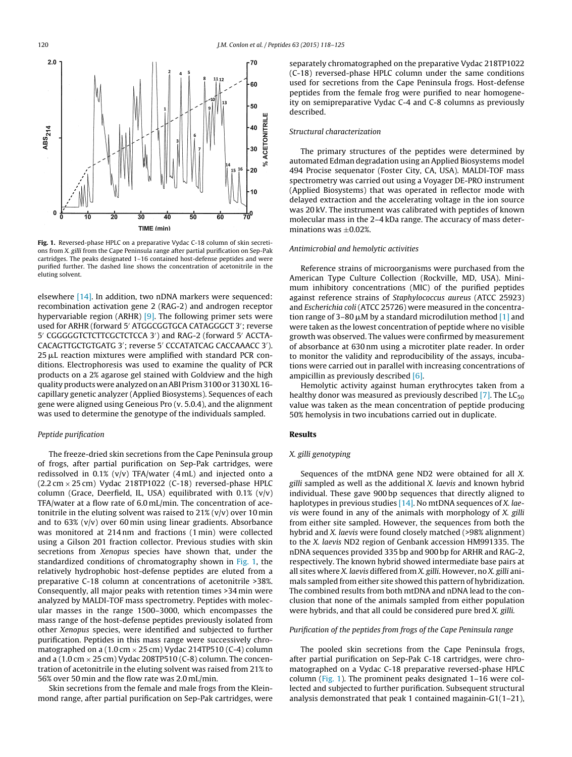**Fig. 1.** Reversed-phase HPLC on a preparative Vydac C-18 column of skin secretions from *X. gilli* from the Cape Peninsula range after partial purification on Sep-Pak cartridges. The peaks designated 1–16 contained host-defense peptides and were purified further. The dashed line shows the concentration of acetonitrile in the eluting solvent.

elsewhere [14]. In addition, two nDNA markers were sequenced: recombination activation gene 2 (RAG-2) and androgen receptor hypervariable region (ARHR) [9]. The following primer sets were used for ARHR (forward 5′ ATGGCGGTGCA CATAGGGCT 3′; reverse 5′ CGGGGGTCTCTTCGCTCTCCA 3′) and RAG-2 (forward 5′ ACCTACACAGTTGCTGTGATG 3′; reverse 5′ CCCATATCAG CACCAAACC 3′). 25 μL reaction mixtures were amplified with standard PCR conditions. Electrophoresis was used to examine the quality of PCR products on a 2% agarose gel stained with Goldview and the high quality products were analyzed on an ABI Prism 3100 or 3130 XL 16-capillary genetic analyzer (Applied Biosystems). Sequences of each gene were aligned using Geneious Pro (v. 5.0.4), and the alignment was used to determine the genotype of the individuals sampled.

### Peptide purification

The freeze-dried skin secretions from the Cape Peninsula group of frogs, after partial purification on Sep-Pak cartridges, were redissolved in 0.1% (v/v) TFA/water (4 mL) and injected onto a (2.2 cm × 25 cm) Vydac 218TP1022 (C-18) reversed-phase HPLC column (Grace, Deerfield, IL, USA) equilibrated with 0.1% (v/v) TFA/water at a flow rate of 6.0 mL/min. The concentration of acetonitrile in the eluting solvent was raised to 21% (v/v) over 10 min and to 63% (v/v) over 60 min using linear gradients. Absorbance was monitored at 214 nm and fractions (1 min) were collected using a Gilson 201 fraction collector. Previous studies with skin secretions from *Xenopus* species have shown that, under the standardized conditions of chromatography shown in Fig. 1, the relatively hydrophobic host-defense peptides are eluted from a preparative C-18 column at concentrations of acetonitrile >38%. Consequently, all major peaks with retention times >34 min were analyzed by MALDI-TOF mass spectrometry. Peptides with molecular masses in the range 1500–3000, which encompasses the mass range of the host-defense peptides previously isolated from other *Xenopus* species, were identified and subjected to further purification. Peptides in this mass range were successively chromatographed on a (1.0 cm × 25 cm) Vydac 214TP510 (C-4) column and a (1.0 cm × 25 cm) Vydac 208TP510 (C-8) column. The concentration of acetonitrile in the eluting solvent was raised from 21% to 56% over 50 min and the flow rate was 2.0 mL/min.

Skin secretions from the female and male frogs from the Kleinmond range, after partial purification on Sep-Pak cartridges, were separately chromatographed on the preparative Vydac 218TP1022 (C-18) reversed-phase HPLC column under the same conditions used for secretions from the Cape Peninsula frogs. Host-defense peptides from the female frog were purified to near homogeneity on semipreparative Vydac C-4 and C-8 columns as previously described.

### Structural characterization

The primary structures of the peptides were determined by automated Edman degradation using an Applied Biosystems model 494 Procise sequenator (Foster City, CA, USA). MALDI-TOF mass spectrometry was carried out using a Voyager DE-PRO instrument (Applied Biosystems) that was operated in reflector mode with delayed extraction and the accelerating voltage in the ion source was 20 kV. The instrument was calibrated with peptides of known molecular mass in the 2–4 kDa range. The accuracy of mass determinations was ±0.02%.

### Antimicrobial and hemolytic activities

Reference strains of microorganisms were purchased from the American Type Culture Collection (Rockville, MD, USA). Minimum inhibitory concentrations (MIC) of the purified peptides against reference strains of *Staphylococcus aureus* (ATCC 25923) and *Escherichia coli* (ATCC 25726) were measured in the concentration range of 3–80 μM by a standard microdilution method [1] and were taken as the lowest concentration of peptide where no visible growth was observed. The values were confirmed by measurement of absorbance at 630 nm using a microtiter plate reader. In order to monitor the validity and reproducibility of the assays, incubations were carried out in parallel with increasing concentrations of ampicillin as previously described [6].

Hemolytic activity against human erythrocytes taken from a healthy donor was measured as previously described [7]. The $LC_{50}$ value was taken as the mean concentration of peptide producing 50% hemolysis in two incubations carried out in duplicate.

## Results

### X. gilli genotyping

Sequences of the mtDNA gene ND2 were obtained for all *X. gilli* sampled as well as the additional *X. laevis* and known hybrid individual. These gave 900 bp sequences that directly aligned to haplotypes in previous studies [14]. No mtDNA sequences of *X. laevis* were found in any of the animals with morphology of *X. gilli* from either site sampled. However, the sequences from both the hybrid and *X. laevis* were found closely matched (>98% alignment) to the *X. laevis* ND2 region of Genbank accession HM991335. The nDNA sequences provided 335 bp and 900 bp for ARHR and RAG-2, respectively. The known hybrid showed intermediate base pairs at all sites where *X. laevis* differed from *X. gilli*. However, no *X. gilli* animals sampled from either site showed this pattern of hybridization. The combined results from both mtDNA and nDNA lead to the conclusion that none of the animals sampled from either population were hybrids, and that all could be considered pure bred *X. gilli*.

### Purification of the peptides from frogs of the Cape Peninsula range

The pooled skin secretions from the Cape Peninsula frogs, after partial purification on Sep-Pak C-18 cartridges, were chromatographed on a Vydac C-18 preparative reversed-phase HPLC column (Fig. 1). The prominent peaks designated 1–16 were collected and subjected to further purification. Subsequent structural analysis demonstrated that peak 1 contained magainin-G1(1–21),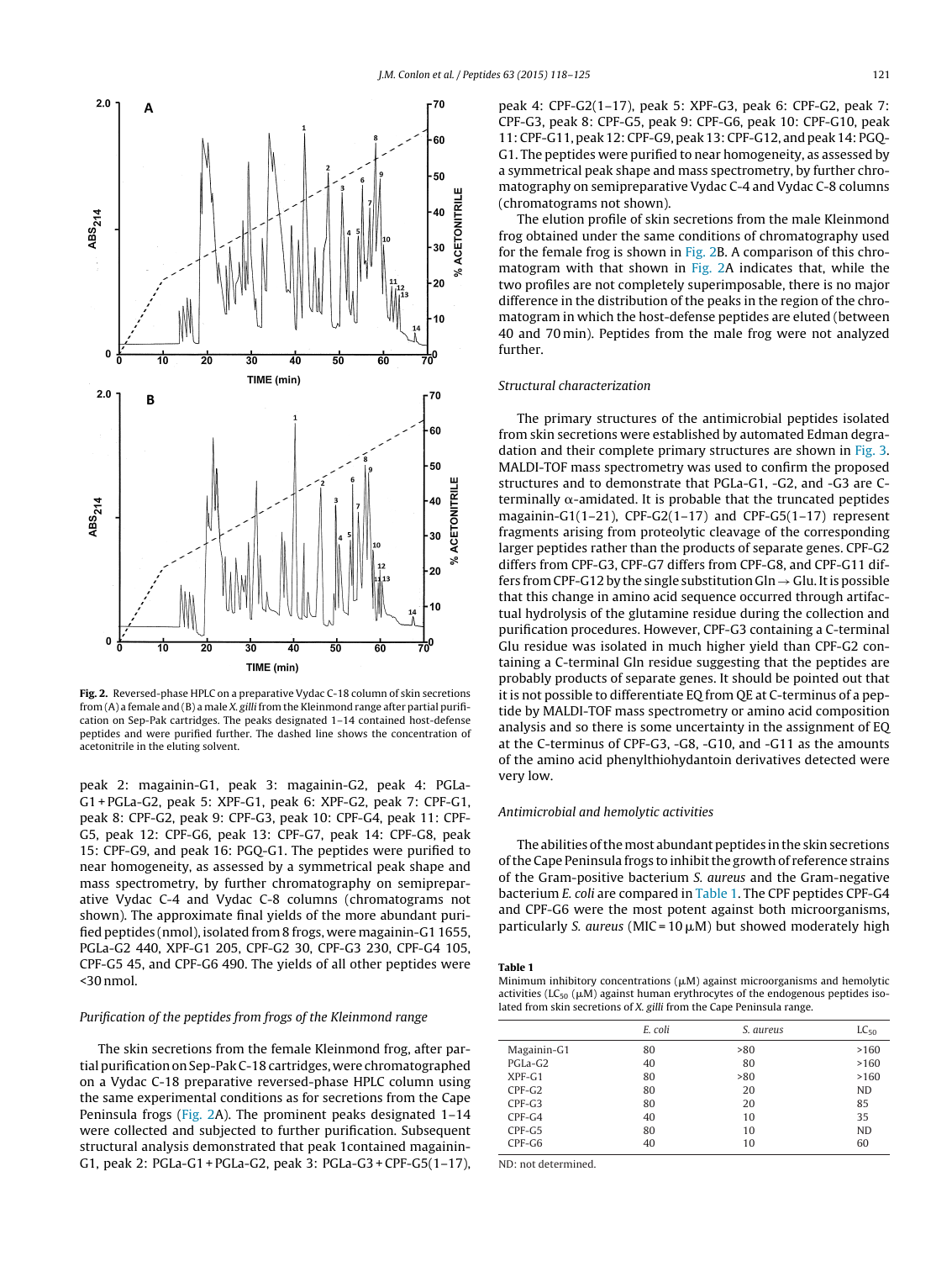**Fig. 2.** Reversed-phase HPLC on a preparative Vydac C-18 column of skin secretions from (A) a female and (B) a male *X. gilli* from the Kleinmond range after partial purification on Sep-Pak cartridges. The peaks designated 1–14 contained host-defense peptides and were purified further. The dashed line shows the concentration of acetonitrile in the eluting solvent.

peak 2: magainin-G1, peak 3: magainin-G2, peak 4: PGLa-G1 + PGLa-G2, peak 5: XPF-G1, peak 6: XPF-G2, peak 7: CPF-G1, peak 8: CPF-G2, peak 9: CPF-G3, peak 10: CPF-G4, peak 11: CPF-G5, peak 12: CPF-G6, peak 13: CPF-G7, peak 14: CPF-G8, peak 15: CPF-G9, and peak 16: PGQ-G1. The peptides were purified to near homogeneity, as assessed by a symmetrical peak shape and mass spectrometry, by further chromatography on semipreparative Vydac C-4 and Vydac C-8 columns (chromatograms not shown). The approximate final yields of the more abundant purified peptides (nmol), isolated from 8 frogs, were magainin-G1 1655, PGLa-G2 440, XPF-G1 205, CPF-G2 30, CPF-G3 230, CPF-G4 105, CPF-G5 45, and CPF-G6 490. The yields of all other peptides were <30 nmol.

*Purification of the peptides from frogs of the Kleinmond range*

The skin secretions from the female Kleinmond frog, after partial purification on Sep-Pak C-18 cartridges, were chromatographed on a Vydac C-18 preparative reversed-phase HPLC column using the same experimental conditions as for secretions from the Cape Peninsula frogs (Fig. 2A). The prominent peaks designated 1–14 were collected and subjected to further purification. Subsequent structural analysis demonstrated that peak 1contained magainin-G1, peak 2: PGLa-G1 + PGLa-G2, peak 3: PGLa-G3 + CPF-G5(1–17), peak 4: CPF-G2(1–17), peak 5: XPF-G3, peak 6: CPF-G2, peak 7: CPF-G3, peak 8: CPF-G5, peak 9: CPF-G6, peak 10: CPF-G10, peak 11: CPF-G11, peak 12: CPF-G9, peak 13: CPF-G12, and peak 14: PGQ-G1. The peptides were purified to near homogeneity, as assessed by a symmetrical peak shape and mass spectrometry, by further chromatography on semipreparative Vydac C-4 and Vydac C-8 columns (chromatograms not shown).

The elution profile of skin secretions from the male Kleinmond frog obtained under the same conditions of chromatography used for the female frog is shown in Fig. 2B. A comparison of this chromatogram with that shown in Fig. 2A indicates that, while the two profiles are not completely superimposable, there is no major difference in the distribution of the peaks in the region of the chromatogram in which the host-defense peptides are eluted (between 40 and 70 min). Peptides from the male frog were not analyzed further.

*Structural characterization*

The primary structures of the antimicrobial peptides isolated from skin secretions were established by automated Edman degradation and their complete primary structures are shown in Fig. 3. MALDI-TOF mass spectrometry was used to confirm the proposed structures and to demonstrate that PGLa-G1, -G2, and -G3 are C-terminally α-amidated. It is probable that the truncated peptides magainin-G1(1–21), CPF-G2(1–17) and CPF-G5(1–17) represent fragments arising from proteolytic cleavage of the corresponding larger peptides rather than the products of separate genes. CPF-G2 differs from CPF-G3, CPF-G7 differs from CPF-G8, and CPF-G11 differs from CPF-G12 by the single substitution Gln → Glu. It is possible that this change in amino acid sequence occurred through artifactual hydrolysis of the glutamine residue during the collection and purification procedures. However, CPF-G3 containing a C-terminal Glu residue was isolated in much higher yield than CPF-G2 containing a C-terminal Gln residue suggesting that the peptides are probably products of separate genes. It should be pointed out that it is not possible to differentiate EQ from QE at C-terminus of a peptide by MALDI-TOF mass spectrometry or amino acid composition analysis and so there is some uncertainty in the assignment of EQ at the C-terminus of CPF-G3, -G8, -G10, and -G11 as the amounts of the amino acid phenylthiohydantoin derivatives detected were very low.

*Antimicrobial and hemolytic activities*

The abilities of the most abundant peptides in the skin secretions of the Cape Peninsula frogs to inhibit the growth of reference strains of the Gram-positive bacterium *S. aureus* and the Gram-negative bacterium *E. coli* are compared in Table 1. The CPF peptides CPF-G4 and CPF-G6 were the most potent against both microorganisms, particularly *S. aureus* (MIC = 10 μM) but showed moderately high

**Table 1**
Minimum inhibitory concentrations (μM) against microorganisms and hemolytic activities ($LC_{50}$ (μM) against human erythrocytes of the endogenous peptides isolated from skin secretions of *X. gilli* from the Cape Peninsula range.

| | *E. coli* | *S. aureus* | $LC_{50}$ |
|---|---|---|---|
| Magainin-G1 | 80 | >80 | >160 |
| PGLa-G2 | 40 | 80 | >160 |
| XPF-G1 | 80 | >80 | >160 |
| CPF-G2 | 80 | 20 | ND |
| CPF-G3 | 80 | 20 | 85 |
| CPF-G4 | 40 | 10 | 35 |
| CPF-G5 | 80 | 10 | ND |
| CPF-G6 | 40 | 10 | 60 |

ND: not determined.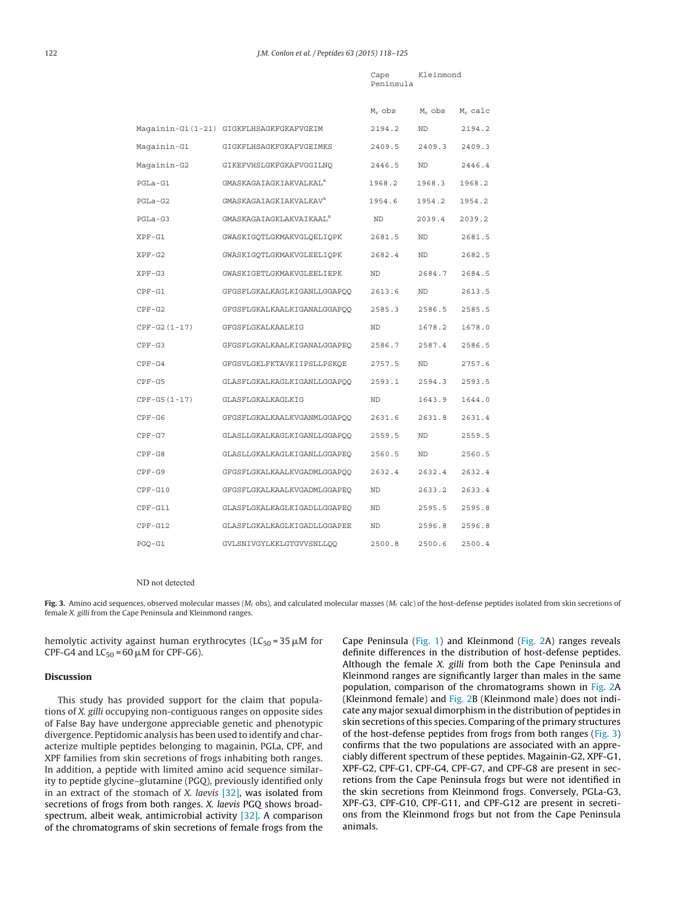| | | Cape Peninsula | Kleinmond | |
|---|---|---|---|---|
| | | $M_r$ obs | $M_r$ obs | $M_r$ calc |
| Magainin-G1(1-21) | GIGKFLHSAGKFGKAFVGEIM | 2194.2 | ND | 2194.2 |
| Magainin-G1 | GIGKFLHSAGKFGKAFVGEIMKS | 2409.5 | 2409.3 | 2409.3 |
| Magainin-G2 | GIKEFVHSLGKFGKAFVGGILNQ | 2446.5 | ND | 2446.4 |
| PGLa-G1 | GMASKAGAIAGKIAKVALKAL[a] | 1968.2 | 1968.3 | 1968.2 |
| PGLa-G2 | GMASKAGAIAGKIAKVALKAV[a] | 1954.6 | 1954.2 | 1954.2 |
| PGLa-G3 | GMASKAGAIAGKLAKVAIKAAL[a] | ND | 2039.4 | 2039.2 |
| XPF-G1 | GWASKIGQTLGKMAKVGLQELIQPK | 2681.5 | ND | 2681.5 |
| XPF-G2 | GWASKIGQTLGKMAKVGLEELIQPK | 2682.4 | ND | 2682.5 |
| XPF-G3 | GWASKIGETLGKMAKVGLEELIEPK | ND | 2684.7 | 2684.5 |
| CPF-G1 | GFGSFLGKALKAGLKIGANLLGGAPQQ | 2613.6 | ND | 2613.5 |
| CPF-G2 | GFGSFLGKALKAALKIGANALGGAPQQ | 2585.3 | 2586.5 | 2585.5 |
| CPF-G2(1-17) | GFGSFLGKALKAALKIG | ND | 1678.2 | 1678.0 |
| CPF-G3 | GFGSFLGKALKAALKIGANALGGAPEQ | 2586.7 | 2587.4 | 2586.5 |
| CPF-G4 | GFGSVLGKLFKTAVKIIPSLLPSKQE | 2757.5 | ND | 2757.6 |
| CPF-G5 | GLASFLGKALKAGLKIGANLLGGAPQQ | 2593.1 | 2594.3 | 2593.5 |
| CPF-G5(1-17) | GLASFLGKALKAGLKIG | ND | 1643.9 | 1644.0 |
| CPF-G6 | GFGSFLGKALKAALKVGANMLGGAPQQ | 2631.6 | 2631.8 | 2631.4 |
| CPF-G7 | GLASLLGKALKAGLKIGANLLGGAPQQ | 2559.5 | ND | 2559.5 |
| CPF-G8 | GLASLLGKALKAGLKIGANLLGGAPEQ | 2560.5 | ND | 2560.5 |
| CPF-G9 | GFGSFLGKALKAALKVGADMLGGAPQQ | 2632.4 | 2632.4 | 2632.4 |
| CPF-G10 | GFGSFLGKALKAALKVGADMLGGAPEQ | ND | 2633.2 | 2633.4 |
| CPF-G11 | GLASFLGKALKAGLKIGADLLGGAPEQ | ND | 2595.5 | 2595.8 |
| CPF-G12 | GLASFLGKALKAGLKIGADLLGGAPEE | ND | 2596.8 | 2596.8 |
| PGQ-G1 | GVLSNIVGYLKKLGTGVVSNLLQQ | 2500.8 | 2500.6 | 2500.4 |

ND not detected

**Fig. 3.** Amino acid sequences, observed molecular masses ($M_r$ obs), and calculated molecular masses ($M_r$ calc) of the host-defense peptides isolated from skin secretions of female *X. gilli* from the Cape Peninsula and Kleinmond ranges.

hemolytic activity against human erythrocytes ($LC_{50}$ = 35 μM for CPF-G4 and $LC_{50}$ = 60 μM for CPF-G6).

## Discussion

This study has provided support for the claim that populations of *X. gilli* occupying non-contiguous ranges on opposite sides of False Bay have undergone appreciable genetic and phenotypic divergence. Peptidomic analysis has been used to identify and characterize multiple peptides belonging to magainin, PGLa, CPF, and XPF families from skin secretions of frogs inhabiting both ranges. In addition, a peptide with limited amino acid sequence similarity to peptide glycine–glutamine (PGQ), previously identified only in an extract of the stomach of *X. laevis* [32], was isolated from secretions of frogs from both ranges. *X. laevis* PGQ shows broad-spectrum, albeit weak, antimicrobial activity [32]. A comparison of the chromatograms of skin secretions of female frogs from the Cape Peninsula (Fig. 1) and Kleinmond (Fig. 2A) ranges reveals definite differences in the distribution of host-defense peptides. Although the female *X. gilli* from both the Cape Peninsula and Kleinmond ranges are significantly larger than males in the same population, comparison of the chromatograms shown in Fig. 2A (Kleinmond female) and Fig. 2B (Kleinmond male) does not indicate any major sexual dimorphism in the distribution of peptides in skin secretions of this species. Comparing of the primary structures of the host-defense peptides from frogs from both ranges (Fig. 3) confirms that the two populations are associated with an appreciably different spectrum of these peptides. Magainin-G2, XPF-G1, XPF-G2, CPF-G1, CPF-G4, CPF-G7, and CPF-G8 are present in secretions from the Cape Peninsula frogs but were not identified in the skin secretions from Kleinmond frogs. Conversely, PGLa-G3, XPF-G3, CPF-G10, CPF-G11, and CPF-G12 are present in secretions from the Kleinmond frogs but not from the Cape Peninsula animals.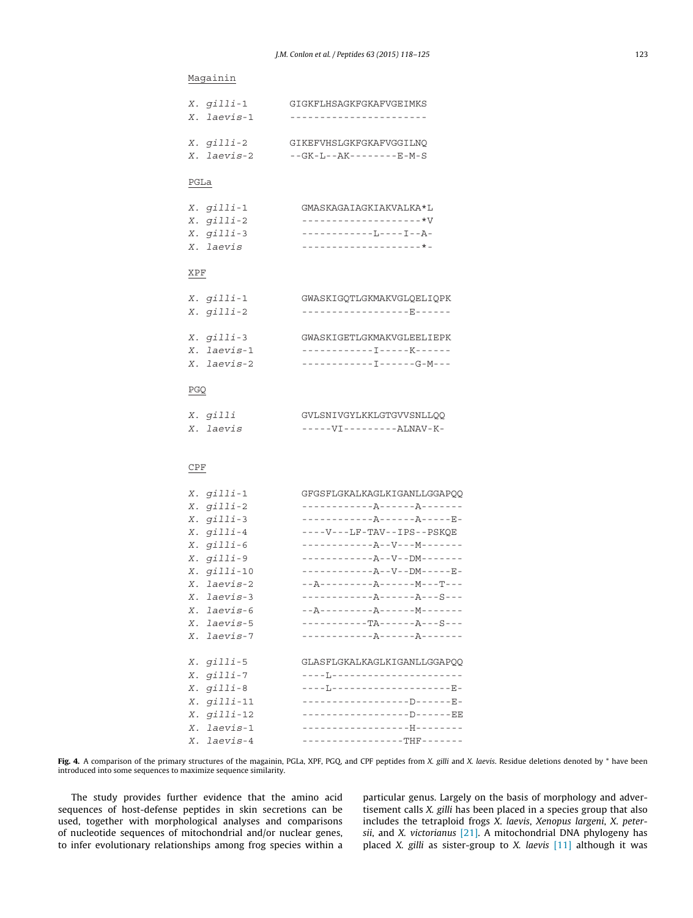Magainin

```
X. gilli-1      GIGKFLHSAGKFGKAFVGEIMKS
X. laevis-1     -----------------------

X. gilli-2      GIKEFVHSLGKFGKAFVGGILNQ
X. laevis-2     --GK-L--AK--------E-M-S
```

PGLa

```
X. gilli-1      GMASKAGAIAGKIAKVALKA*L
X. gilli-2      --------------------*V
X. gilli-3      ------------L----I--A-
X. laevis       --------------------*-
```

XPF

```
X. gilli-1      GWASKIGQTLGKMAKVGLQELIQPK
X. gilli-2      ------------------E------

X. gilli-3      GWASKIGETLGKMAKVGLEELIEPK
X. laevis-1     ------------I-----K------
X. laevis-2     ------------I------G-M---
```

PGQ

```
X. gilli        GVLSNIVGYLKKLGTGVVSNLLQQ
X. laevis       -----VI---------ALNAV-K-
```

CPF

```
X. gilli-1      GFGSFLGKALKAGLKIGANLLGGAPQQ
X. gilli-2      ------------A------A-------
X. gilli-3      ------------A------A-----E-
X. gilli-4      ----V---LF-TAV--IPS--PSKQE
X. gilli-6      ------------A--V---M-------
X. gilli-9      ------------A--V--DM-------
X. gilli-10     ------------A--V--DM-----E-
X. laevis-2     --A---------A------M---T---
X. laevis-3     ------------A------A---S---
X. laevis-6     --A---------A------M-------
X. laevis-5     -----------TA------A---S---
X. laevis-7     ------------A------A-------

X. gilli-5      GLASFLGKALKAGLKIGANLLGGAPQQ
X. gilli-7      ----L----------------------
X. gilli-8      ----L--------------------E-
X. gilli-11     ------------------D------E-
X. gilli-12     ------------------D------EE
X. laevis-1     ------------------H--------
X. laevis-4     -----------------THF-------
```

**Fig. 4.** A comparison of the primary structures of the magainin, PGLa, XPF, PGQ, and CPF peptides from *X. gilli* and *X. laevis*. Residue deletions denoted by * have been introduced into some sequences to maximize sequence similarity.

The study provides further evidence that the amino acid sequences of host-defense peptides in skin secretions can be used, together with morphological analyses and comparisons of nucleotide sequences of mitochondrial and/or nuclear genes, to infer evolutionary relationships among frog species within a particular genus. Largely on the basis of morphology and advertisement calls *X. gilli* has been placed in a species group that also includes the tetraploid frogs *X. laevis*, *Xenopus largeni*, *X. petersii*, and *X. victorianus* [21]. A mitochondrial DNA phylogeny has placed *X. gilli* as sister-group to *X. laevis* [11] although it was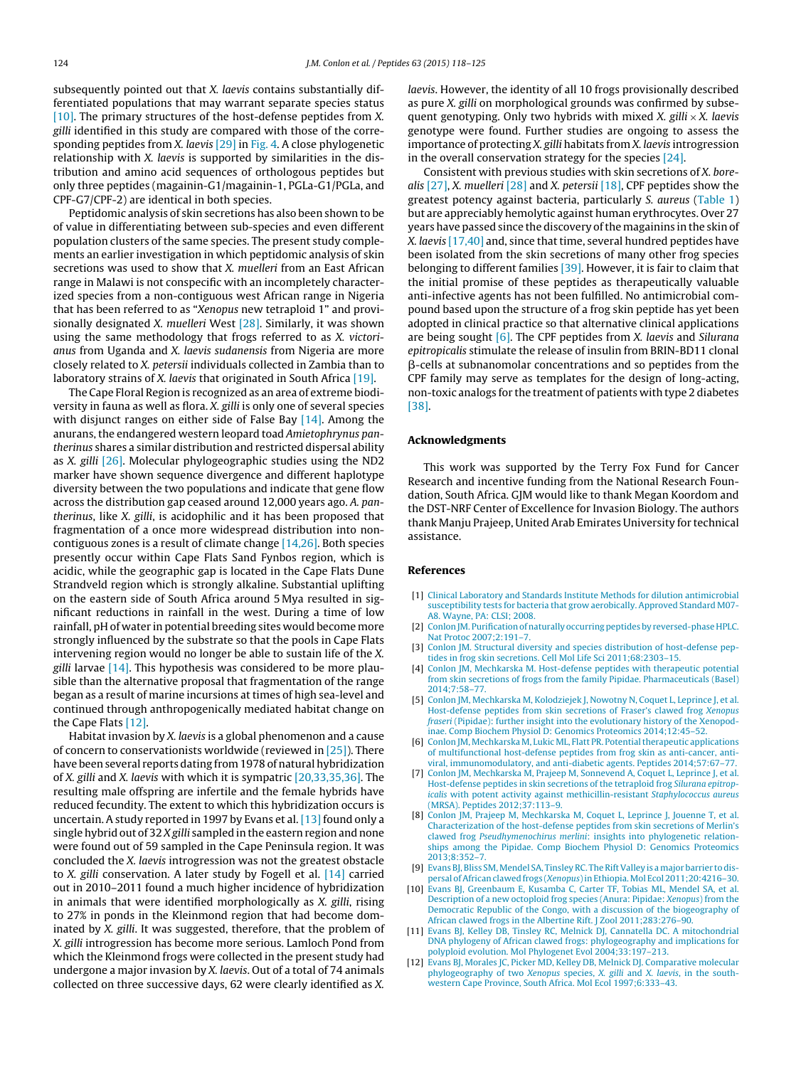subsequently pointed out that *X. laevis* contains substantially differentiated populations that may warrant separate species status [10]. The primary structures of the host-defense peptides from *X. gilli* identified in this study are compared with those of the corresponding peptides from *X. laevis* [29] in Fig. 4. A close phylogenetic relationship with *X. laevis* is supported by similarities in the distribution and amino acid sequences of orthologous peptides but only three peptides (magainin-G1/magainin-1, PGLa-G1/PGLa, and CPF-G7/CPF-2) are identical in both species.

Peptidomic analysis of skin secretions has also been shown to be of value in differentiating between sub-species and even different population clusters of the same species. The present study complements an earlier investigation in which peptidomic analysis of skin secretions was used to show that *X. muelleri* from an East African range in Malawi is not conspecific with an incompletely characterized species from a non-contiguous west African range in Nigeria that has been referred to as "*Xenopus* new tetraploid 1" and provisionally designated *X. muelleri* West [28]. Similarly, it was shown using the same methodology that frogs referred to as *X. victorianus* from Uganda and *X. laevis sudanensis* from Nigeria are more closely related to *X. petersii* individuals collected in Zambia than to laboratory strains of *X. laevis* that originated in South Africa [19].

The Cape Floral Region is recognized as an area of extreme biodiversity in fauna as well as flora. *X. gilli* is only one of several species with disjunct ranges on either side of False Bay [14]. Among the anurans, the endangered western leopard toad *Amietophrynus pantherinus* shares a similar distribution and restricted dispersal ability as *X. gilli* [26]. Molecular phylogeographic studies using the ND2 marker have shown sequence divergence and different haplotype diversity between the two populations and indicate that gene flow across the distribution gap ceased around 12,000 years ago. *A. pantherinus*, like *X. gilli*, is acidophilic and it has been proposed that fragmentation of a once more widespread distribution into non-contiguous zones is a result of climate change [14,26]. Both species presently occur within Cape Flats Sand Fynbos region, which is acidic, while the geographic gap is located in the Cape Flats Dune Strandveld region which is strongly alkaline. Substantial uplifting on the eastern side of South Africa around 5 Mya resulted in significant reductions in rainfall in the west. During a time of low rainfall, pH of water in potential breeding sites would become more strongly influenced by the substrate so that the pools in Cape Flats intervening region would no longer be able to sustain life of the *X. gilli* larvae [14]. This hypothesis was considered to be more plausible than the alternative proposal that fragmentation of the range began as a result of marine incursions at times of high sea-level and continued through anthropogenically mediated habitat change on the Cape Flats [12].

Habitat invasion by *X. laevis* is a global phenomenon and a cause of concern to conservationists worldwide (reviewed in [25]). There have been several reports dating from 1978 of natural hybridization of *X. gilli* and *X. laevis* with which it is sympatric [20,33,35,36]. The resulting male offspring are infertile and the female hybrids have reduced fecundity. The extent to which this hybridization occurs is uncertain. A study reported in 1997 by Evans et al. [13] found only a single hybrid out of 32 *X gilli* sampled in the eastern region and none were found out of 59 sampled in the Cape Peninsula region. It was concluded the *X. laevis* introgression was not the greatest obstacle to *X. gilli* conservation. A later study by Fogell et al. [14] carried out in 2010–2011 found a much higher incidence of hybridization in animals that were identified morphologically as *X. gilli*, rising to 27% in ponds in the Kleinmond region that had become dominated by *X. gilli*. It was suggested, therefore, that the problem of *X. gilli* introgression has become more serious. Lamloch Pond from which the Kleinmond frogs were collected in the present study had undergone a major invasion by *X. laevis*. Out of a total of 74 animals collected on three successive days, 62 were clearly identified as *X. laevis*. However, the identity of all 10 frogs provisionally described as pure *X. gilli* on morphological grounds was confirmed by subsequent genotyping. Only two hybrids with mixed *X. gilli* × *X. laevis* genotype were found. Further studies are ongoing to assess the importance of protecting *X. gilli* habitats from *X. laevis* introgression in the overall conservation strategy for the species [24].

Consistent with previous studies with skin secretions of *X. borealis* [27], *X. muelleri* [28] and *X. petersii* [18], CPF peptides show the greatest potency against bacteria, particularly *S. aureus* (Table 1) but are appreciably hemolytic against human erythrocytes. Over 27 years have passed since the discovery of the magainins in the skin of *X. laevis* [17,40] and, since that time, several hundred peptides have been isolated from the skin secretions of many other frog species belonging to different families [39]. However, it is fair to claim that the initial promise of these peptides as therapeutically valuable anti-infective agents has not been fulfilled. No antimicrobial compound based upon the structure of a frog skin peptide has yet been adopted in clinical practice so that alternative clinical applications are being sought [6]. The CPF peptides from *X. laevis* and *Silurana epitropicalis* stimulate the release of insulin from BRIN-BD11 clonal β-cells at subnanomolar concentrations and so peptides from the CPF family may serve as templates for the design of long-acting, non-toxic analogs for the treatment of patients with type 2 diabetes [38].

## Acknowledgments

This work was supported by the Terry Fox Fund for Cancer Research and incentive funding from the National Research Foundation, South Africa. GJM would like to thank Megan Koordom and the DST-NRF Center of Excellence for Invasion Biology. The authors thank Manju Prajeep, United Arab Emirates University for technical assistance.

## References

[1] Clinical Laboratory and Standards Institute Methods for dilution antimicrobial susceptibility tests for bacteria that grow aerobically. Approved Standard M07-A8. Wayne, PA: CLSI; 2008.

[2] Conlon JM. Purification of naturally occurring peptides by reversed-phase HPLC. Nat Protoc 2007;2:191–7.

[3] Conlon JM. Structural diversity and species distribution of host-defense peptides in frog skin secretions. Cell Mol Life Sci 2011;68:2303–15.

[4] Conlon JM, Mechkarska M. Host-defense peptides with therapeutic potential from skin secretions of frogs from the family Pipidae. Pharmaceuticals (Basel) 2014;7:58–77.

[5] Conlon JM, Mechkarska M, Kolodziejek J, Nowotny N, Coquet L, Leprince J, et al. Host-defense peptides from skin secretions of Fraser's clawed frog *Xenopus fraseri* (Pipidae): further insight into the evolutionary history of the Xenopodinae. Comp Biochem Physiol D: Genomics Proteomics 2014;12:45–52.

[6] Conlon JM, Mechkarska M, Lukic ML, Flatt PR. Potential therapeutic applications of multifunctional host-defense peptides from frog skin as anti-cancer, antiviral, immunomodulatory, and anti-diabetic agents. Peptides 2014;57:67–77.

[7] Conlon JM, Mechkarska M, Prajeep M, Sonnevend A, Coquet L, Leprince J, et al. Host-defense peptides in skin secretions of the tetraploid frog *Silurana epitropicalis* with potent activity against methicillin-resistant *Staphylococcus aureus* (MRSA). Peptides 2012;37:113–9.

[8] Conlon JM, Prajeep M, Mechkarska M, Coquet L, Leprince J, Jouenne T, et al. Characterization of the host-defense peptides from skin secretions of Merlin's clawed frog *Pseudhymenochirus merlini*: insights into phylogenetic relationships among the Pipidae. Comp Biochem Physiol D: Genomics Proteomics 2013;8:352–7.

[9] Evans BJ, Bliss SM, Mendel SA, Tinsley RC. The Rift Valley is a major barrier to dispersal of African clawed frogs (*Xenopus*) in Ethiopia. Mol Ecol 2011;20:4216–30.

[10] Evans BJ, Greenbaum E, Kusamba C, Carter TF, Tobias ML, Mendel SA, et al. Description of a new octoploid frog species (Anura: Pipidae: *Xenopus*) from the Democratic Republic of the Congo, with a discussion of the biogeography of African clawed frogs in the Albertine Rift. J Zool 2011;283:276–90.

[11] Evans BJ, Kelley DB, Tinsley RC, Melnick DJ, Cannatella DC. A mitochondrial DNA phylogeny of African clawed frogs: phylogeography and implications for polyploid evolution. Mol Phylogenet Evol 2004;33:197–213.

[12] Evans BJ, Morales JC, Picker MD, Kelley DB, Melnick DJ. Comparative molecular phylogeography of two *Xenopus* species, *X. gilli* and *X. laevis*, in the south-western Cape Province, South Africa. Mol Ecol 1997;6:333–43.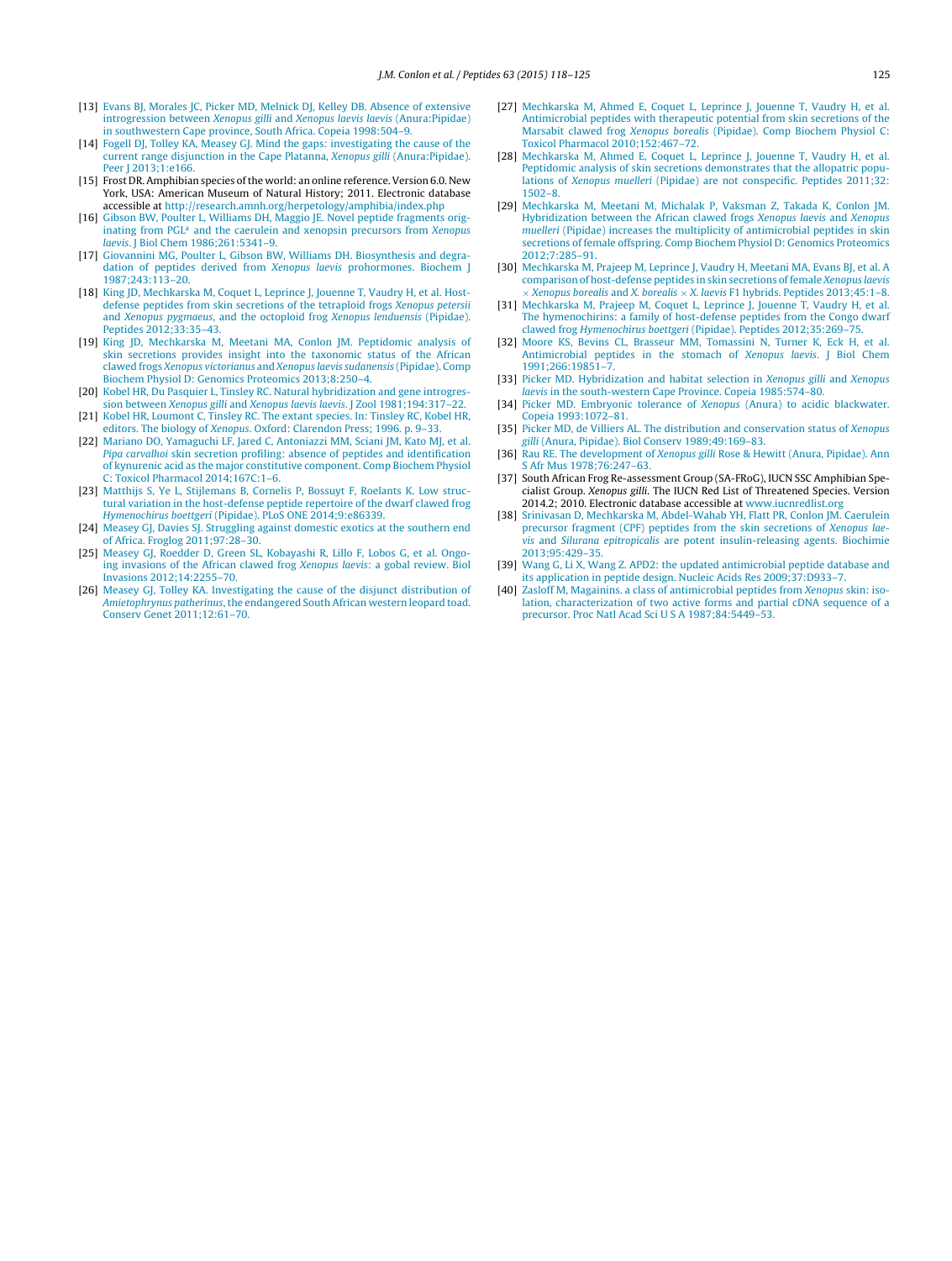[13] Evans BJ, Morales JC, Picker MD, Melnick DJ, Kelley DB. Absence of extensive introgression between *Xenopus gilli* and *Xenopus laevis laevis* (Anura:Pipidae) in southwestern Cape province, South Africa. Copeia 1998:504–9.

[14] Fogell DJ, Tolley KA, Measey GJ. Mind the gaps: investigating the cause of the current range disjunction in the Cape Platanna, *Xenopus gilli* (Anura:Pipidae). Peer J 2013;1:e166.

[15] Frost DR. Amphibian species of the world: an online reference. Version 6.0. New York, USA: American Museum of Natural History; 2011. Electronic database accessible at http://research.amnh.org/herpetology/amphibia/index.php

[16] Gibson BW, Poulter L, Williams DH, Maggio JE. Novel peptide fragments originating from PGL[a] and the caerulein and xenopsin precursors from *Xenopus laevis*. J Biol Chem 1986;261:5341–9.

[17] Giovannini MG, Poulter L, Gibson BW, Williams DH. Biosynthesis and degradation of peptides derived from *Xenopus laevis* prohormones. Biochem J 1987;243:113–20.

[18] King JD, Mechkarska M, Coquet L, Leprince J, Jouenne T, Vaudry H, et al. Host-defense peptides from skin secretions of the tetraploid frogs *Xenopus petersii* and *Xenopus pygmaeus*, and the octoploid frog *Xenopus lenduensis* (Pipidae). Peptides 2012;33:35–43.

[19] King JD, Mechkarska M, Meetani MA, Conlon JM. Peptidomic analysis of skin secretions provides insight into the taxonomic status of the African clawed frogs *Xenopus victorianus* and *Xenopus laevis sudanensis* (Pipidae). Comp Biochem Physiol D: Genomics Proteomics 2013;8:250–4.

[20] Kobel HR, Du Pasquier L, Tinsley RC. Natural hybridization and gene introgression between *Xenopus gilli* and *Xenopus laevis laevis*. J Zool 1981;194:317–22.

[21] Kobel HR, Loumont C, Tinsley RC. The extant species. In: Tinsley RC, Kobel HR, editors. The biology of *Xenopus*. Oxford: Clarendon Press; 1996. p. 9–33.

[22] Mariano DO, Yamaguchi LF, Jared C, Antoniazzi MM, Sciani JM, Kato MJ, et al. *Pipa carvalhoi* skin secretion profiling: absence of peptides and identification of kynurenic acid as the major constitutive component. Comp Biochem Physiol C: Toxicol Pharmacol 2014;167C:1–6.

[23] Matthijs S, Ye L, Stijlemans B, Cornelis P, Bossuyt F, Roelants K. Low structural variation in the host-defense peptide repertoire of the dwarf clawed frog *Hymenochirus boettgeri* (Pipidae). PLoS ONE 2014;9:e86339.

[24] Measey GJ, Davies SJ. Struggling against domestic exotics at the southern end of Africa. Froglog 2011;97:28–30.

[25] Measey GJ, Roedder D, Green SL, Kobayashi R, Lillo F, Lobos G, et al. Ongoing invasions of the African clawed frog *Xenopus laevis*: a gobal review. Biol Invasions 2012;14:2255–70.

[26] Measey GJ, Tolley KA. Investigating the cause of the disjunct distribution of *Amietophrynus patherinus*, the endangered South African western leopard toad. Conserv Genet 2011;12:61–70.

[27] Mechkarska M, Ahmed E, Coquet L, Leprince J, Jouenne T, Vaudry H, et al. Antimicrobial peptides with therapeutic potential from skin secretions of the Marsabit clawed frog *Xenopus borealis* (Pipidae). Comp Biochem Physiol C: Toxicol Pharmacol 2010;152:467–72.

[28] Mechkarska M, Ahmed E, Coquet L, Leprince J, Jouenne T, Vaudry H, et al. Peptidomic analysis of skin secretions demonstrates that the allopatric populations of *Xenopus muelleri* (Pipidae) are not conspecific. Peptides 2011;32: 1502–8.

[29] Mechkarska M, Meetani M, Michalak P, Vaksman Z, Takada K, Conlon JM. Hybridization between the African clawed frogs *Xenopus laevis* and *Xenopus muelleri* (Pipidae) increases the multiplicity of antimicrobial peptides in skin secretions of female offspring. Comp Biochem Physiol D: Genomics Proteomics 2012;7:285–91.

[30] Mechkarska M, Prajeep M, Leprince J, Vaudry H, Meetani MA, Evans BJ, et al. A comparison of host-defense peptides in skin secretions of female *Xenopus laevis* × *Xenopus borealis* and *X. borealis* × *X. laevis* F1 hybrids. Peptides 2013;45:1–8.

[31] Mechkarska M, Prajeep M, Coquet L, Leprince J, Jouenne T, Vaudry H, et al. The hymenochirins: a family of host-defense peptides from the Congo dwarf clawed frog *Hymenochirus boettgeri* (Pipidae). Peptides 2012;35:269–75.

[32] Moore KS, Bevins CL, Brasseur MM, Tomassini N, Turner K, Eck H, et al. Antimicrobial peptides in the stomach of *Xenopus laevis*. J Biol Chem 1991;266:19851–7.

[33] Picker MD. Hybridization and habitat selection in *Xenopus gilli* and *Xenopus laevis* in the south-western Cape Province. Copeia 1985:574–80.

[34] Picker MD. Embryonic tolerance of *Xenopus* (Anura) to acidic blackwater. Copeia 1993:1072–81.

[35] Picker MD, de Villiers AL. The distribution and conservation status of *Xenopus gilli* (Anura, Pipidae). Biol Conserv 1989;49:169–83.

[36] Rau RE. The development of *Xenopus gilli* Rose & Hewitt (Anura, Pipidae). Ann S Afr Mus 1978;76:247–63.

[37] South African Frog Re-assessment Group (SA-FRoG), IUCN SSC Amphibian Specialist Group. *Xenopus gilli*. The IUCN Red List of Threatened Species. Version 2014.2; 2010. Electronic database accessible at www.iucnredlist.org

[38] Srinivasan D, Mechkarska M, Abdel-Wahab YH, Flatt PR, Conlon JM. Caerulein precursor fragment (CPF) peptides from the skin secretions of *Xenopus laevis* and *Silurana epitropicalis* are potent insulin-releasing agents. Biochimie 2013;95:429–35.

[39] Wang G, Li X, Wang Z. APD2: the updated antimicrobial peptide database and its application in peptide design. Nucleic Acids Res 2009;37:D933–7.

[40] Zasloff M, Magainins. a class of antimicrobial peptides from *Xenopus* skin: isolation, characterization of two active forms and partial cDNA sequence of a precursor. Proc Natl Acad Sci U S A 1987;84:5449–53.